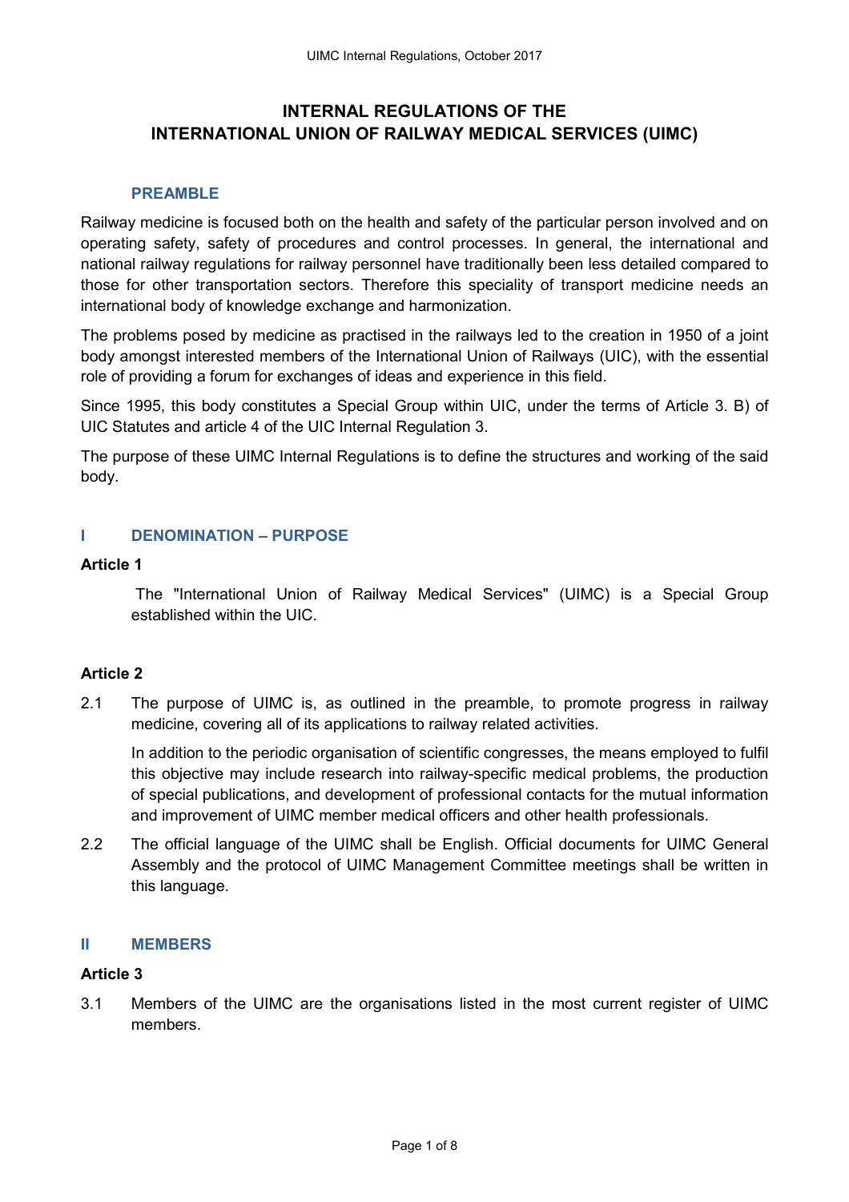# INTERNAL REGULATIONS OF THE INTERNATIONAL UNION OF RAILWAY MEDICAL SERVICES (UIMC)

## PREAMBLE

Railway medicine is focused both on the health and safety of the particular person involved and on operating safety, safety of procedures and control processes. In general, the international and national railway regulations for railway personnel have traditionally been less detailed compared to those for other transportation sectors. Therefore this speciality of transport medicine needs an international body of knowledge exchange and harmonization.

The problems posed by medicine as practised in the railways led to the creation in 1950 of a joint body amongst interested members of the International Union of Railways (UIC), with the essential role of providing a forum for exchanges of ideas and experience in this field.

Since 1995, this body constitutes a Special Group within UIC, under the terms of Article 3. B) of UIC Statutes and article 4 of the UIC Internal Regulation 3.

The purpose of these UIMC Internal Regulations is to define the structures and working of the said body.

## I DENOMINATION – PURPOSE

### Article 1

The "International Union of Railway Medical Services" (UIMC) is a Special Group established within the UIC.

### Article 2

2.1 The purpose of UIMC is, as outlined in the preamble, to promote progress in railway medicine, covering all of its applications to railway related activities.

In addition to the periodic organisation of scientific congresses, the means employed to fulfil this objective may include research into railway-specific medical problems, the production of special publications, and development of professional contacts for the mutual information and improvement of UIMC member medical officers and other health professionals.

2.2 The official language of the UIMC shall be English. Official documents for UIMC General Assembly and the protocol of UIMC Management Committee meetings shall be written in this language.

## II MEMBERS

### Article 3

3.1 Members of the UIMC are the organisations listed in the most current register of UIMC members.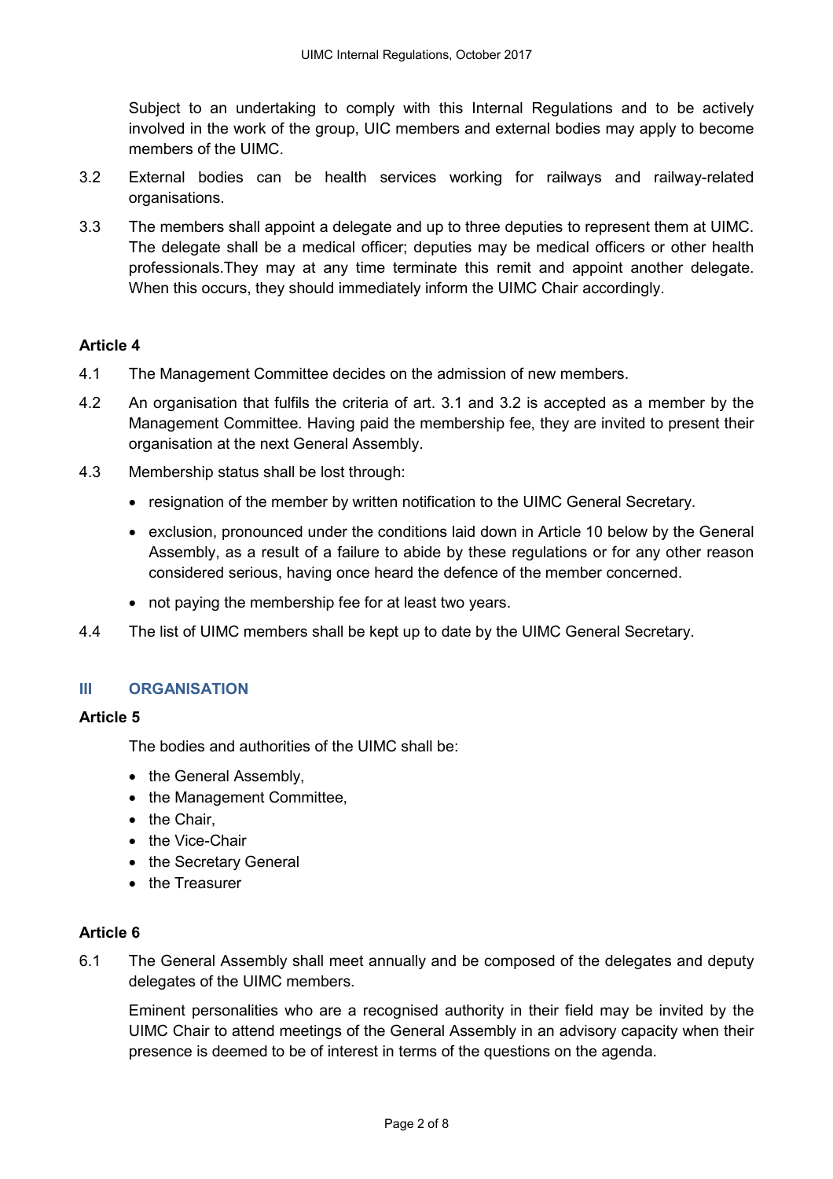Subject to an undertaking to comply with this Internal Regulations and to be actively involved in the work of the group, UIC members and external bodies may apply to become members of the UIMC.

3.2 External bodies can be health services working for railways and railway-related organisations.

3.3 The members shall appoint a delegate and up to three deputies to represent them at UIMC. The delegate shall be a medical officer; deputies may be medical officers or other health professionals.They may at any time terminate this remit and appoint another delegate. When this occurs, they should immediately inform the UIMC Chair accordingly.

### Article 4

4.1 The Management Committee decides on the admission of new members.

4.2 An organisation that fulfils the criteria of art. 3.1 and 3.2 is accepted as a member by the Management Committee. Having paid the membership fee, they are invited to present their organisation at the next General Assembly.

4.3 Membership status shall be lost through:

- resignation of the member by written notification to the UIMC General Secretary.
- exclusion, pronounced under the conditions laid down in Article 10 below by the General Assembly, as a result of a failure to abide by these regulations or for any other reason considered serious, having once heard the defence of the member concerned.
- not paying the membership fee for at least two years.

4.4 The list of UIMC members shall be kept up to date by the UIMC General Secretary.

## III ORGANISATION

### Article 5

The bodies and authorities of the UIMC shall be:

- the General Assembly,
- the Management Committee,
- the Chair,
- the Vice-Chair
- the Secretary General
- the Treasurer

### Article 6

6.1 The General Assembly shall meet annually and be composed of the delegates and deputy delegates of the UIMC members.

Eminent personalities who are a recognised authority in their field may be invited by the UIMC Chair to attend meetings of the General Assembly in an advisory capacity when their presence is deemed to be of interest in terms of the questions on the agenda.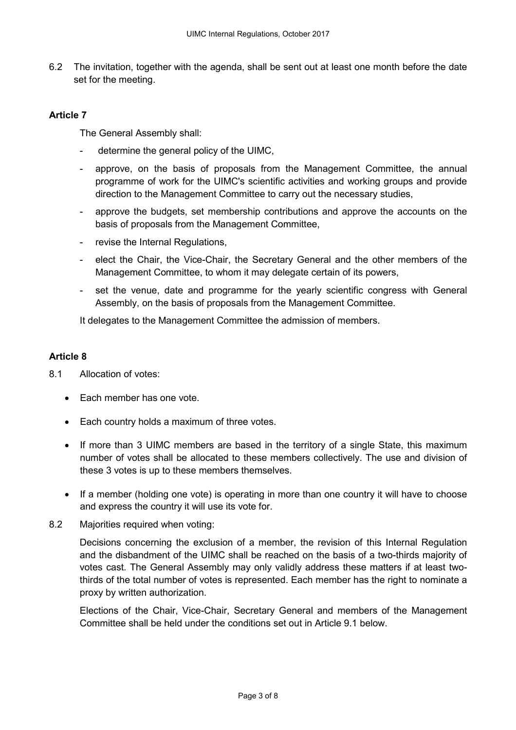6.2 The invitation, together with the agenda, shall be sent out at least one month before the date set for the meeting.

**Article 7**

The General Assembly shall:

- determine the general policy of the UIMC,
- approve, on the basis of proposals from the Management Committee, the annual programme of work for the UIMC's scientific activities and working groups and provide direction to the Management Committee to carry out the necessary studies,
- approve the budgets, set membership contributions and approve the accounts on the basis of proposals from the Management Committee,
- revise the Internal Regulations,
- elect the Chair, the Vice-Chair, the Secretary General and the other members of the Management Committee, to whom it may delegate certain of its powers,
- set the venue, date and programme for the yearly scientific congress with General Assembly, on the basis of proposals from the Management Committee.

It delegates to the Management Committee the admission of members.

**Article 8**

8.1 Allocation of votes:

- Each member has one vote.
- Each country holds a maximum of three votes.
- If more than 3 UIMC members are based in the territory of a single State, this maximum number of votes shall be allocated to these members collectively. The use and division of these 3 votes is up to these members themselves.
- If a member (holding one vote) is operating in more than one country it will have to choose and express the country it will use its vote for.

8.2 Majorities required when voting:

Decisions concerning the exclusion of a member, the revision of this Internal Regulation and the disbandment of the UIMC shall be reached on the basis of a two-thirds majority of votes cast. The General Assembly may only validly address these matters if at least two-thirds of the total number of votes is represented. Each member has the right to nominate a proxy by written authorization.

Elections of the Chair, Vice-Chair, Secretary General and members of the Management Committee shall be held under the conditions set out in Article 9.1 below.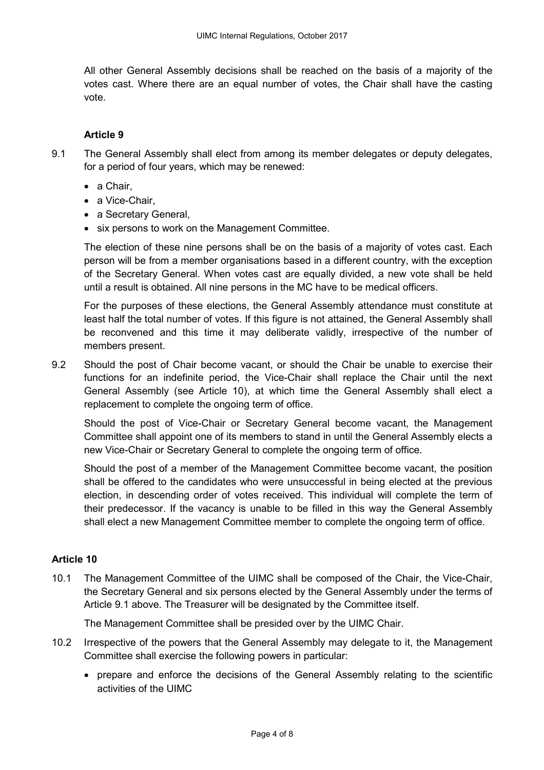All other General Assembly decisions shall be reached on the basis of a majority of the votes cast. Where there are an equal number of votes, the Chair shall have the casting vote.

### Article 9

9.1 The General Assembly shall elect from among its member delegates or deputy delegates, for a period of four years, which may be renewed:

- a Chair,
- a Vice-Chair,
- a Secretary General,
- six persons to work on the Management Committee.

The election of these nine persons shall be on the basis of a majority of votes cast. Each person will be from a member organisations based in a different country, with the exception of the Secretary General. When votes cast are equally divided, a new vote shall be held until a result is obtained. All nine persons in the MC have to be medical officers.

For the purposes of these elections, the General Assembly attendance must constitute at least half the total number of votes. If this figure is not attained, the General Assembly shall be reconvened and this time it may deliberate validly, irrespective of the number of members present.

9.2 Should the post of Chair become vacant, or should the Chair be unable to exercise their functions for an indefinite period, the Vice-Chair shall replace the Chair until the next General Assembly (see Article 10), at which time the General Assembly shall elect a replacement to complete the ongoing term of office.

Should the post of Vice-Chair or Secretary General become vacant, the Management Committee shall appoint one of its members to stand in until the General Assembly elects a new Vice-Chair or Secretary General to complete the ongoing term of office.

Should the post of a member of the Management Committee become vacant, the position shall be offered to the candidates who were unsuccessful in being elected at the previous election, in descending order of votes received. This individual will complete the term of their predecessor. If the vacancy is unable to be filled in this way the General Assembly shall elect a new Management Committee member to complete the ongoing term of office.

## Article 10

10.1 The Management Committee of the UIMC shall be composed of the Chair, the Vice-Chair, the Secretary General and six persons elected by the General Assembly under the terms of Article 9.1 above. The Treasurer will be designated by the Committee itself.

The Management Committee shall be presided over by the UIMC Chair.

10.2 Irrespective of the powers that the General Assembly may delegate to it, the Management Committee shall exercise the following powers in particular:

- prepare and enforce the decisions of the General Assembly relating to the scientific activities of the UIMC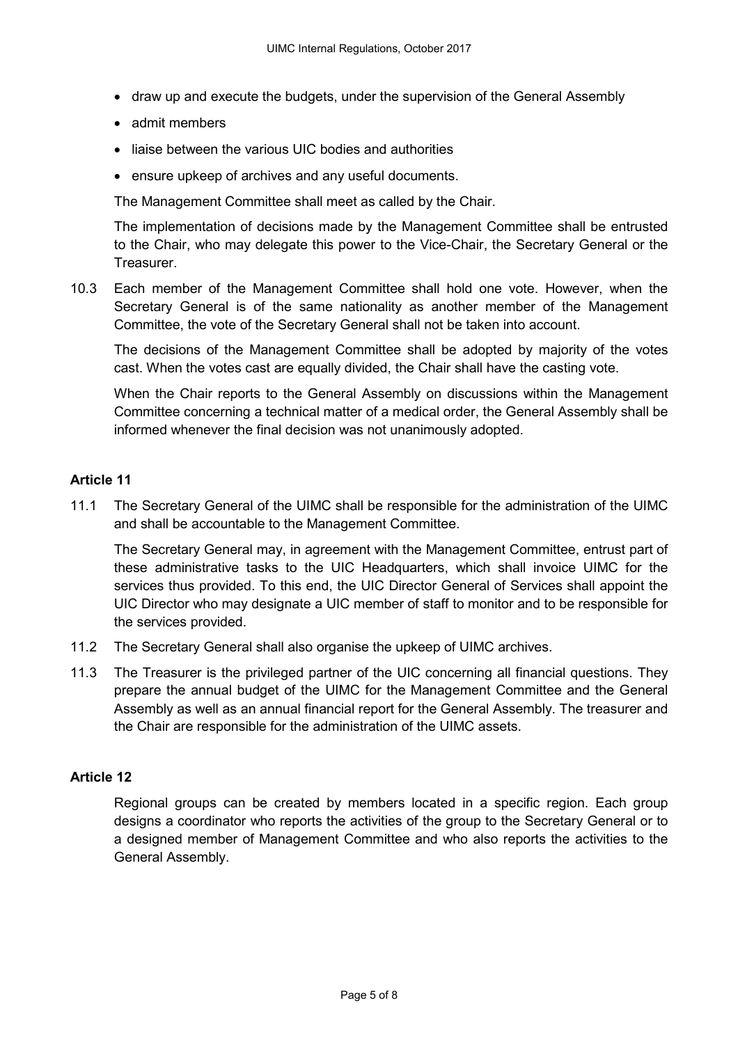- draw up and execute the budgets, under the supervision of the General Assembly
- admit members
- liaise between the various UIC bodies and authorities
- ensure upkeep of archives and any useful documents.

The Management Committee shall meet as called by the Chair.

The implementation of decisions made by the Management Committee shall be entrusted to the Chair, who may delegate this power to the Vice-Chair, the Secretary General or the Treasurer.

10.3 Each member of the Management Committee shall hold one vote. However, when the Secretary General is of the same nationality as another member of the Management Committee, the vote of the Secretary General shall not be taken into account.

The decisions of the Management Committee shall be adopted by majority of the votes cast. When the votes cast are equally divided, the Chair shall have the casting vote.

When the Chair reports to the General Assembly on discussions within the Management Committee concerning a technical matter of a medical order, the General Assembly shall be informed whenever the final decision was not unanimously adopted.

**Article 11**

11.1 The Secretary General of the UIMC shall be responsible for the administration of the UIMC and shall be accountable to the Management Committee.

The Secretary General may, in agreement with the Management Committee, entrust part of these administrative tasks to the UIC Headquarters, which shall invoice UIMC for the services thus provided. To this end, the UIC Director General of Services shall appoint the UIC Director who may designate a UIC member of staff to monitor and to be responsible for the services provided.

11.2 The Secretary General shall also organise the upkeep of UIMC archives.

11.3 The Treasurer is the privileged partner of the UIC concerning all financial questions. They prepare the annual budget of the UIMC for the Management Committee and the General Assembly as well as an annual financial report for the General Assembly. The treasurer and the Chair are responsible for the administration of the UIMC assets.

**Article 12**

Regional groups can be created by members located in a specific region. Each group designs a coordinator who reports the activities of the group to the Secretary General or to a designed member of Management Committee and who also reports the activities to the General Assembly.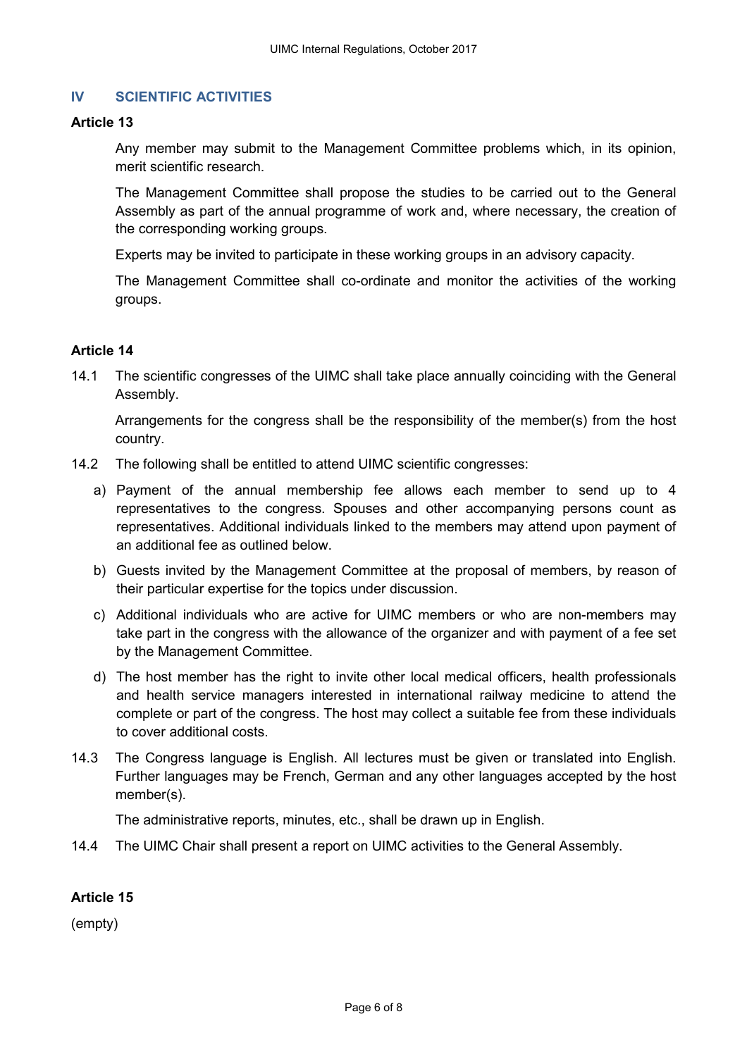## IV SCIENTIFIC ACTIVITIES

### Article 13

Any member may submit to the Management Committee problems which, in its opinion, merit scientific research.

The Management Committee shall propose the studies to be carried out to the General Assembly as part of the annual programme of work and, where necessary, the creation of the corresponding working groups.

Experts may be invited to participate in these working groups in an advisory capacity.

The Management Committee shall co-ordinate and monitor the activities of the working groups.

### Article 14

14.1 The scientific congresses of the UIMC shall take place annually coinciding with the General Assembly.

Arrangements for the congress shall be the responsibility of the member(s) from the host country.

14.2 The following shall be entitled to attend UIMC scientific congresses:

a) Payment of the annual membership fee allows each member to send up to 4 representatives to the congress. Spouses and other accompanying persons count as representatives. Additional individuals linked to the members may attend upon payment of an additional fee as outlined below.

b) Guests invited by the Management Committee at the proposal of members, by reason of their particular expertise for the topics under discussion.

c) Additional individuals who are active for UIMC members or who are non-members may take part in the congress with the allowance of the organizer and with payment of a fee set by the Management Committee.

d) The host member has the right to invite other local medical officers, health professionals and health service managers interested in international railway medicine to attend the complete or part of the congress. The host may collect a suitable fee from these individuals to cover additional costs.

14.3 The Congress language is English. All lectures must be given or translated into English. Further languages may be French, German and any other languages accepted by the host member(s).

The administrative reports, minutes, etc., shall be drawn up in English.

14.4 The UIMC Chair shall present a report on UIMC activities to the General Assembly.

### Article 15

(empty)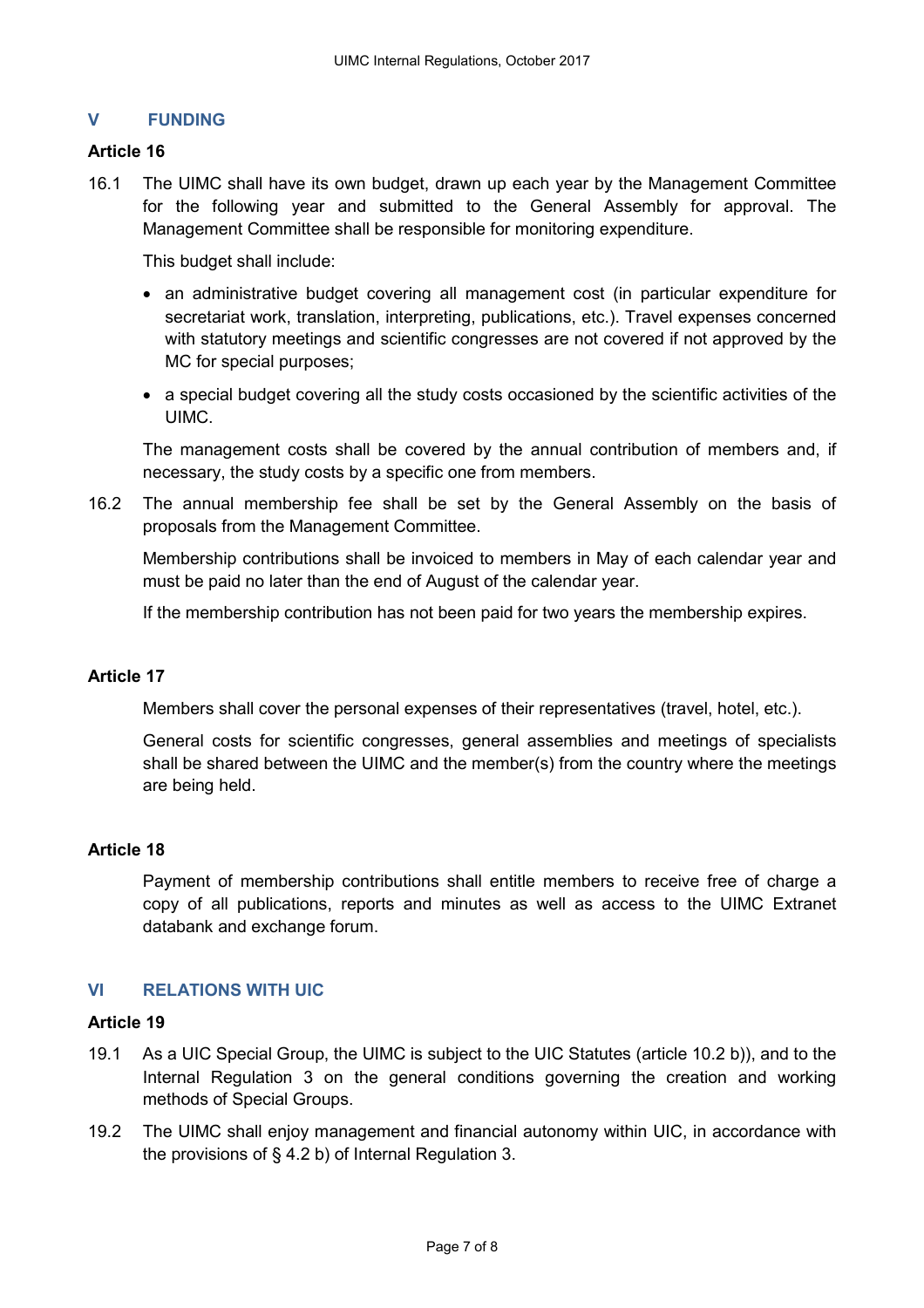## V FUNDING

### Article 16

16.1 The UIMC shall have its own budget, drawn up each year by the Management Committee for the following year and submitted to the General Assembly for approval. The Management Committee shall be responsible for monitoring expenditure.

This budget shall include:

- an administrative budget covering all management cost (in particular expenditure for secretariat work, translation, interpreting, publications, etc.). Travel expenses concerned with statutory meetings and scientific congresses are not covered if not approved by the MC for special purposes;
- a special budget covering all the study costs occasioned by the scientific activities of the UIMC.

The management costs shall be covered by the annual contribution of members and, if necessary, the study costs by a specific one from members.

16.2 The annual membership fee shall be set by the General Assembly on the basis of proposals from the Management Committee.

Membership contributions shall be invoiced to members in May of each calendar year and must be paid no later than the end of August of the calendar year.

If the membership contribution has not been paid for two years the membership expires.

### Article 17

Members shall cover the personal expenses of their representatives (travel, hotel, etc.).

General costs for scientific congresses, general assemblies and meetings of specialists shall be shared between the UIMC and the member(s) from the country where the meetings are being held.

### Article 18

Payment of membership contributions shall entitle members to receive free of charge a copy of all publications, reports and minutes as well as access to the UIMC Extranet databank and exchange forum.

## VI RELATIONS WITH UIC

### Article 19

19.1 As a UIC Special Group, the UIMC is subject to the UIC Statutes (article 10.2 b)), and to the Internal Regulation 3 on the general conditions governing the creation and working methods of Special Groups.

19.2 The UIMC shall enjoy management and financial autonomy within UIC, in accordance with the provisions of § 4.2 b) of Internal Regulation 3.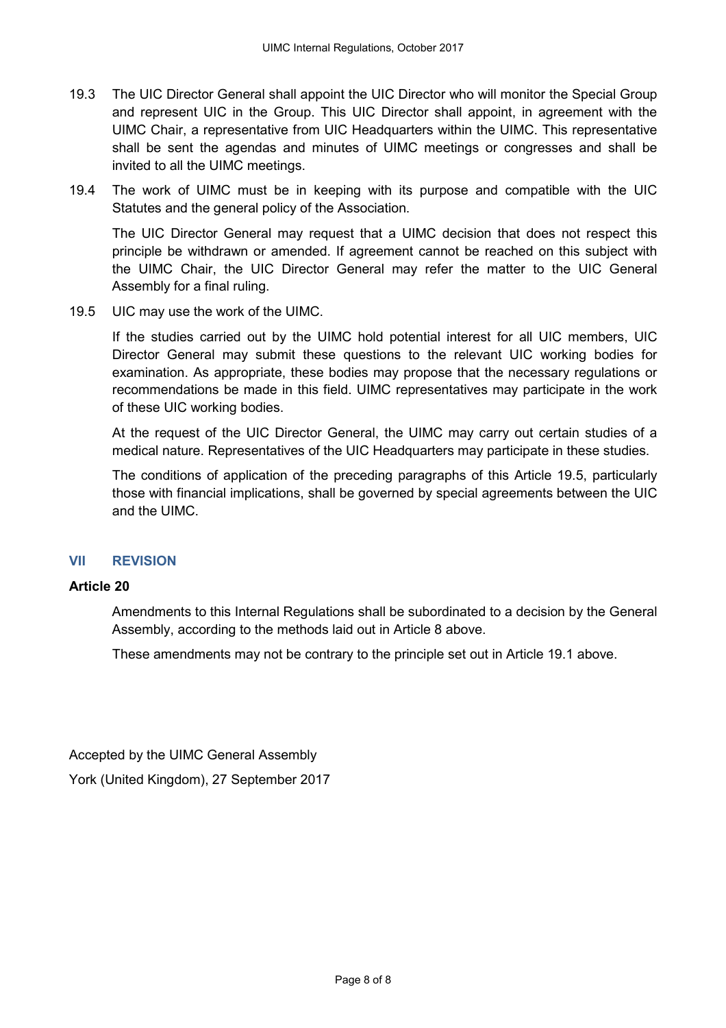19.3 The UIC Director General shall appoint the UIC Director who will monitor the Special Group and represent UIC in the Group. This UIC Director shall appoint, in agreement with the UIMC Chair, a representative from UIC Headquarters within the UIMC. This representative shall be sent the agendas and minutes of UIMC meetings or congresses and shall be invited to all the UIMC meetings.

19.4 The work of UIMC must be in keeping with its purpose and compatible with the UIC Statutes and the general policy of the Association.

The UIC Director General may request that a UIMC decision that does not respect this principle be withdrawn or amended. If agreement cannot be reached on this subject with the UIMC Chair, the UIC Director General may refer the matter to the UIC General Assembly for a final ruling.

19.5 UIC may use the work of the UIMC.

If the studies carried out by the UIMC hold potential interest for all UIC members, UIC Director General may submit these questions to the relevant UIC working bodies for examination. As appropriate, these bodies may propose that the necessary regulations or recommendations be made in this field. UIMC representatives may participate in the work of these UIC working bodies.

At the request of the UIC Director General, the UIMC may carry out certain studies of a medical nature. Representatives of the UIC Headquarters may participate in these studies.

The conditions of application of the preceding paragraphs of this Article 19.5, particularly those with financial implications, shall be governed by special agreements between the UIC and the UIMC.

## VII REVISION

### Article 20

Amendments to this Internal Regulations shall be subordinated to a decision by the General Assembly, according to the methods laid out in Article 8 above.

These amendments may not be contrary to the principle set out in Article 19.1 above.

Accepted by the UIMC General Assembly

York (United Kingdom), 27 September 2017